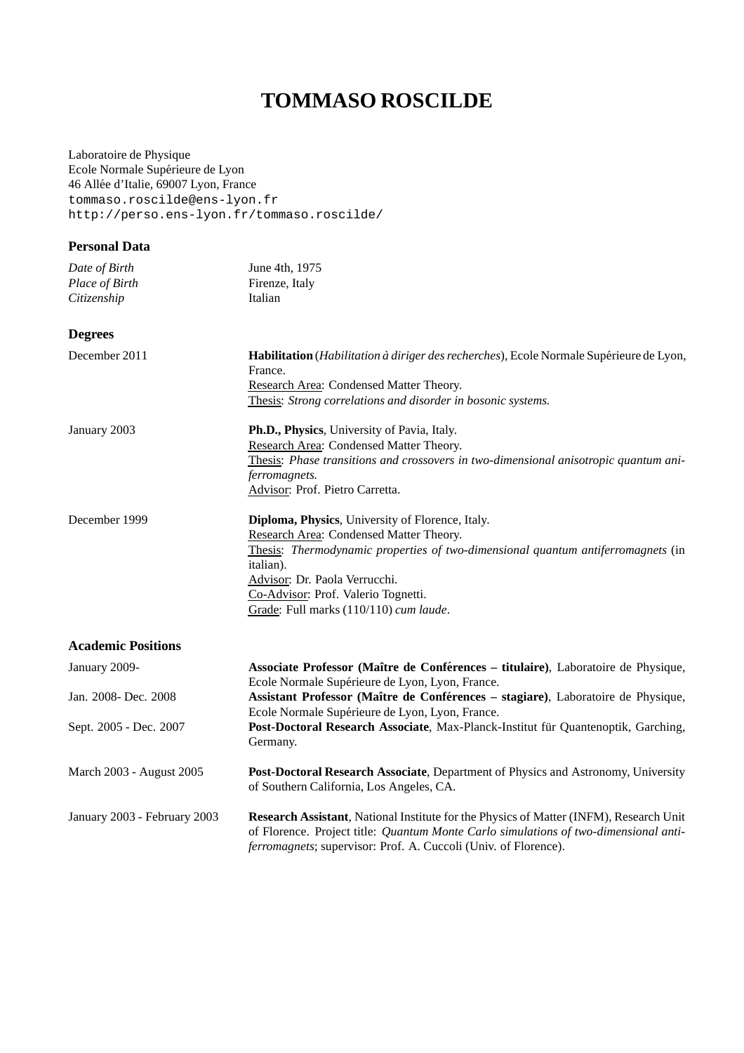# TOMMASO ROSCILDE

Laboratoire de Physique
Ecole Normale Supérieure de Lyon
46 Allée d'Italie, 69007 Lyon, France
`tommaso.roscilde@ens-lyon.fr`
`http://perso.ens-lyon.fr/tommaso.roscilde/`

## Personal Data

| | |
|---|---|
| *Date of Birth* | June 4th, 1975 |
| *Place of Birth* | Firenze, Italy |
| *Citizenship* | Italian |

## Degrees

**December 2011**
**Habilitation** (*Habilitation à diriger des recherches*), Ecole Normale Supérieure de Lyon, France.
Research Area: Condensed Matter Theory.
Thesis: *Strong correlations and disorder in bosonic systems.*

**January 2003**
**Ph.D., Physics**, University of Pavia, Italy.
Research Area: Condensed Matter Theory.
Thesis: *Phase transitions and crossovers in two-dimensional anisotropic quantum antiferromagnets.*
Advisor: Prof. Pietro Carretta.

**December 1999**
**Diploma, Physics**, University of Florence, Italy.
Research Area: Condensed Matter Theory.
Thesis: *Thermodynamic properties of two-dimensional quantum antiferromagnets* (in italian).
Advisor: Dr. Paola Verrucchi.
Co-Advisor: Prof. Valerio Tognetti.
Grade: Full marks (110/110) *cum laude*.

## Academic Positions

**January 2009-**
**Associate Professor (Maître de Conférences – titulaire)**, Laboratoire de Physique, Ecole Normale Supérieure de Lyon, Lyon, France.

**Jan. 2008- Dec. 2008**
**Assistant Professor (Maître de Conférences – stagiaire)**, Laboratoire de Physique, Ecole Normale Supérieure de Lyon, Lyon, France.

**Sept. 2005 - Dec. 2007**
**Post-Doctoral Research Associate**, Max-Planck-Institut für Quantenoptik, Garching, Germany.

**March 2003 - August 2005**
**Post-Doctoral Research Associate**, Department of Physics and Astronomy, University of Southern California, Los Angeles, CA.

**January 2003 - February 2003**
**Research Assistant**, National Institute for the Physics of Matter (INFM), Research Unit of Florence. Project title: *Quantum Monte Carlo simulations of two-dimensional antiferromagnets*; supervisor: Prof. A. Cuccoli (Univ. of Florence).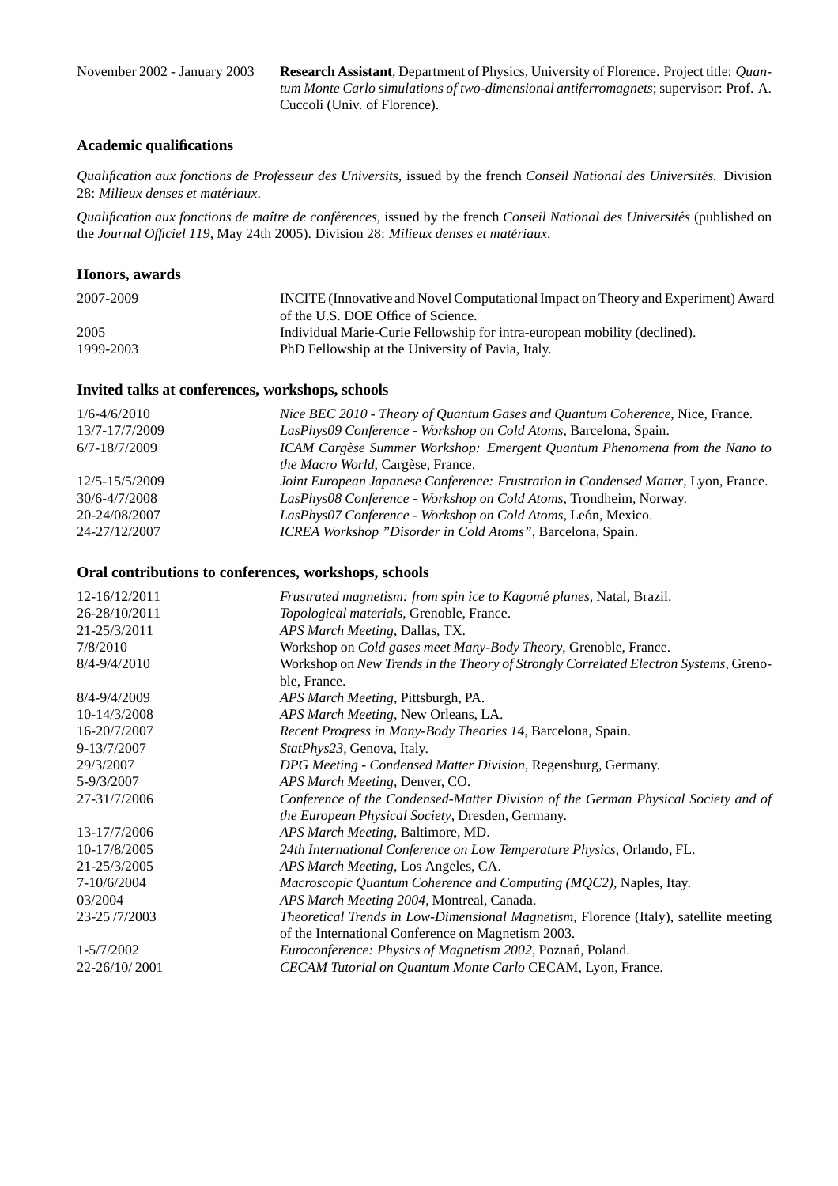| | |
|---|---|
| November 2002 - January 2003 | **Research Assistant**, Department of Physics, University of Florence. Project title: *Quantum Monte Carlo simulations of two-dimensional antiferromagnets*; supervisor: Prof. A. Cuccoli (Univ. of Florence). |

### Academic qualifications

*Qualification aux fonctions de Professeur des Universits*, issued by the french *Conseil National des Universités*. Division 28: *Milieux denses et matériaux*.

*Qualification aux fonctions de maître de conférences*, issued by the french *Conseil National des Universités* (published on the *Journal Officiel 119*, May 24th 2005). Division 28: *Milieux denses et matériaux*.

### Honors, awards

| | |
|---|---|
| 2007-2009 | INCITE (Innovative and Novel Computational Impact on Theory and Experiment) Award of the U.S. DOE Office of Science. |
| 2005 | Individual Marie-Curie Fellowship for intra-european mobility (declined). |
| 1999-2003 | PhD Fellowship at the University of Pavia, Italy. |

### Invited talks at conferences, workshops, schools

| | |
|---|---|
| 1/6-4/6/2010 | *Nice BEC 2010 - Theory of Quantum Gases and Quantum Coherence*, Nice, France. |
| 13/7-17/7/2009 | *LasPhys09 Conference - Workshop on Cold Atoms*, Barcelona, Spain. |
| 6/7-18/7/2009 | *ICAM Cargèse Summer Workshop: Emergent Quantum Phenomena from the Nano to the Macro World*, Cargèse, France. |
| 12/5-15/5/2009 | *Joint European Japanese Conference: Frustration in Condensed Matter*, Lyon, France. |
| 30/6-4/7/2008 | *LasPhys08 Conference - Workshop on Cold Atoms*, Trondheim, Norway. |
| 20-24/08/2007 | *LasPhys07 Conference - Workshop on Cold Atoms*, León, Mexico. |
| 24-27/12/2007 | *ICREA Workshop "Disorder in Cold Atoms"*, Barcelona, Spain. |

### Oral contributions to conferences, workshops, schools

| | |
|---|---|
| 12-16/12/2011 | *Frustrated magnetism: from spin ice to Kagomé planes*, Natal, Brazil. |
| 26-28/10/2011 | *Topological materials*, Grenoble, France. |
| 21-25/3/2011 | *APS March Meeting*, Dallas, TX. |
| 7/8/2010 | Workshop on *Cold gases meet Many-Body Theory*, Grenoble, France. |
| 8/4-9/4/2010 | Workshop on *New Trends in the Theory of Strongly Correlated Electron Systems*, Grenoble, France. |
| 8/4-9/4/2009 | *APS March Meeting*, Pittsburgh, PA. |
| 10-14/3/2008 | *APS March Meeting*, New Orleans, LA. |
| 16-20/7/2007 | *Recent Progress in Many-Body Theories 14*, Barcelona, Spain. |
| 9-13/7/2007 | *StatPhys23*, Genova, Italy. |
| 29/3/2007 | *DPG Meeting - Condensed Matter Division*, Regensburg, Germany. |
| 5-9/3/2007 | *APS March Meeting*, Denver, CO. |
| 27-31/7/2006 | *Conference of the Condensed-Matter Division of the German Physical Society and of the European Physical Society*, Dresden, Germany. |
| 13-17/7/2006 | *APS March Meeting*, Baltimore, MD. |
| 10-17/8/2005 | *24th International Conference on Low Temperature Physics*, Orlando, FL. |
| 21-25/3/2005 | *APS March Meeting*, Los Angeles, CA. |
| 7-10/6/2004 | *Macroscopic Quantum Coherence and Computing (MQC2)*, Naples, Itay. |
| 03/2004 | *APS March Meeting 2004*, Montreal, Canada. |
| 23-25 /7/2003 | *Theoretical Trends in Low-Dimensional Magnetism*, Florence (Italy), satellite meeting of the International Conference on Magnetism 2003. |
| 1-5/7/2002 | *Euroconference: Physics of Magnetism 2002*, Poznań, Poland. |
| 22-26/10/ 2001 | *CECAM Tutorial on Quantum Monte Carlo* CECAM, Lyon, France. |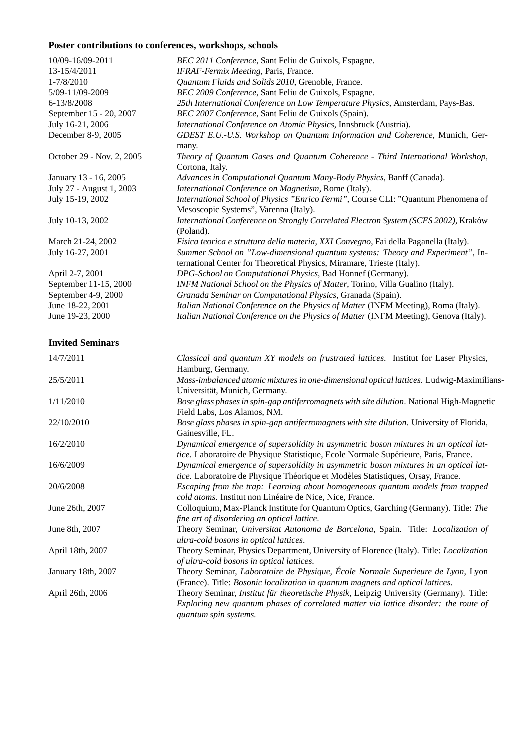### Poster contributions to conferences, workshops, schools

| | |
|---|---|
| 10/09-16/09-2011 | *BEC 2011 Conference*, Sant Feliu de Guixols, Espagne. |
| 13-15/4/2011 | *IFRAF-Fermix Meeting*, Paris, France. |
| 1-7/8/2010 | *Quantum Fluids and Solids 2010*, Grenoble, France. |
| 5/09-11/09-2009 | *BEC 2009 Conference*, Sant Feliu de Guixols, Espagne. |
| 6-13/8/2008 | *25th International Conference on Low Temperature Physics*, Amsterdam, Pays-Bas. |
| September 15 - 20, 2007 | *BEC 2007 Conference*, Sant Feliu de Guixols (Spain). |
| July 16-21, 2006 | *International Conference on Atomic Physics*, Innsbruck (Austria). |
| December 8-9, 2005 | *GDEST E.U.-U.S. Workshop on Quantum Information and Coherence*, Munich, Germany. |
| October 29 - Nov. 2, 2005 | *Theory of Quantum Gases and Quantum Coherence - Third International Workshop*, Cortona, Italy. |
| January 13 - 16, 2005 | *Advances in Computational Quantum Many-Body Physics*, Banff (Canada). |
| July 27 - August 1, 2003 | *International Conference on Magnetism*, Rome (Italy). |
| July 15-19, 2002 | *International School of Physics "Enrico Fermi"*, Course CLI: "Quantum Phenomena of Mesoscopic Systems", Varenna (Italy). |
| July 10-13, 2002 | *International Conference on Strongly Correlated Electron System (SCES 2002)*, Kraków (Poland). |
| March 21-24, 2002 | *Fisica teorica e struttura della materia, XXI Convegno*, Fai della Paganella (Italy). |
| July 16-27, 2001 | *Summer School on "Low-dimensional quantum systems: Theory and Experiment"*, International Center for Theoretical Physics, Miramare, Trieste (Italy). |
| April 2-7, 2001 | *DPG-School on Computational Physics*, Bad Honnef (Germany). |
| September 11-15, 2000 | *INFM National School on the Physics of Matter*, Torino, Villa Gualino (Italy). |
| September 4-9, 2000 | *Granada Seminar on Computational Physics*, Granada (Spain). |
| June 18-22, 2001 | *Italian National Conference on the Physics of Matter* (INFM Meeting), Roma (Italy). |
| June 19-23, 2000 | *Italian National Conference on the Physics of Matter* (INFM Meeting), Genova (Italy). |

### Invited Seminars

| | |
|---|---|
| 14/7/2011 | *Classical and quantum XY models on frustrated lattices*. Institut for Laser Physics, Hamburg, Germany. |
| 25/5/2011 | *Mass-imbalanced atomic mixtures in one-dimensional optical lattices*. Ludwig-Maximilians-Universität, Munich, Germany. |
| 1/11/2010 | *Bose glass phases in spin-gap antiferromagnets with site dilution*. National High-Magnetic Field Labs, Los Alamos, NM. |
| 22/10/2010 | *Bose glass phases in spin-gap antiferromagnets with site dilution*. University of Florida, Gainesville, FL. |
| 16/2/2010 | *Dynamical emergence of supersolidity in asymmetric boson mixtures in an optical lattice*. Laboratoire de Physique Statistique, Ecole Normale Supérieure, Paris, France. |
| 16/6/2009 | *Dynamical emergence of supersolidity in asymmetric boson mixtures in an optical lattice*. Laboratoire de Physique Théorique et Modèles Statistiques, Orsay, France. |
| 20/6/2008 | *Escaping from the trap: Learning about homogeneous quantum models from trapped cold atoms*. Institut non Linéaire de Nice, Nice, France. |
| June 26th, 2007 | Colloquium, Max-Planck Institute for Quantum Optics, Garching (Germany). Title: *The fine art of disordering an optical lattice*. |
| June 8th, 2007 | Theory Seminar, *Universitat Autonoma de Barcelona*, Spain. Title: *Localization of ultra-cold bosons in optical lattices*. |
| April 18th, 2007 | Theory Seminar, Physics Department, University of Florence (Italy). Title: *Localization of ultra-cold bosons in optical lattices*. |
| January 18th, 2007 | Theory Seminar, *Laboratoire de Physique, École Normale Superieure de Lyon*, Lyon (France). Title: *Bosonic localization in quantum magnets and optical lattices*. |
| April 26th, 2006 | Theory Seminar, *Institut für theoretische Physik*, Leipzig University (Germany). Title: *Exploring new quantum phases of correlated matter via lattice disorder: the route of quantum spin systems*. |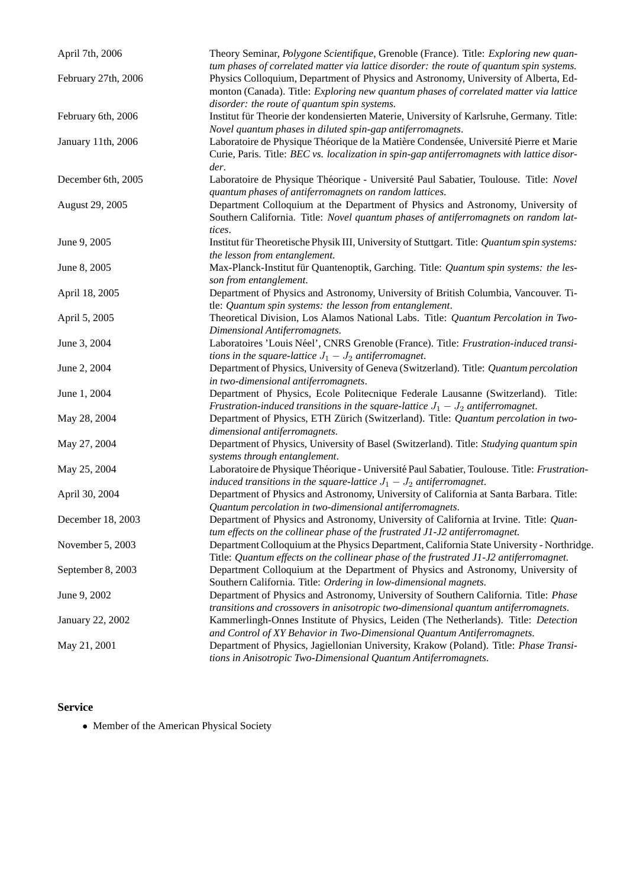| | |
|---|---|
| April 7th, 2006 | Theory Seminar, *Polygone Scientifique*, Grenoble (France). Title: *Exploring new quantum phases of correlated matter via lattice disorder: the route of quantum spin systems.* |
| February 27th, 2006 | Physics Colloquium, Department of Physics and Astronomy, University of Alberta, Edmonton (Canada). Title: *Exploring new quantum phases of correlated matter via lattice disorder: the route of quantum spin systems.* |
| February 6th, 2006 | Institut für Theorie der kondensierten Materie, University of Karlsruhe, Germany. Title: *Novel quantum phases in diluted spin-gap antiferromagnets*. |
| January 11th, 2006 | Laboratoire de Physique Théorique de la Matière Condensée, Université Pierre et Marie Curie, Paris. Title: *BEC vs. localization in spin-gap antiferromagnets with lattice disorder*. |
| December 6th, 2005 | Laboratoire de Physique Théorique - Université Paul Sabatier, Toulouse. Title: *Novel quantum phases of antiferromagnets on random lattices*. |
| August 29, 2005 | Department Colloquium at the Department of Physics and Astronomy, University of Southern California. Title: *Novel quantum phases of antiferromagnets on random lattices*. |
| June 9, 2005 | Institut für Theoretische Physik III, University of Stuttgart. Title: *Quantum spin systems: the lesson from entanglement*. |
| June 8, 2005 | Max-Planck-Institut für Quantenoptik, Garching. Title: *Quantum spin systems: the lesson from entanglement*. |
| April 18, 2005 | Department of Physics and Astronomy, University of British Columbia, Vancouver. Title: *Quantum spin systems: the lesson from entanglement*. |
| April 5, 2005 | Theoretical Division, Los Alamos National Labs. Title: *Quantum Percolation in Two-Dimensional Antiferromagnets*. |
| June 3, 2004 | Laboratoires 'Louis Néel', CNRS Grenoble (France). Title: *Frustration-induced transitions in the square-lattice $J_1 - J_2$ antiferromagnet*. |
| June 2, 2004 | Department of Physics, University of Geneva (Switzerland). Title: *Quantum percolation in two-dimensional antiferromagnets*. |
| June 1, 2004 | Department of Physics, Ecole Politecnique Federale Lausanne (Switzerland). Title: *Frustration-induced transitions in the square-lattice $J_1 - J_2$ antiferromagnet*. |
| May 28, 2004 | Department of Physics, ETH Zürich (Switzerland). Title: *Quantum percolation in two-dimensional antiferromagnets*. |
| May 27, 2004 | Department of Physics, University of Basel (Switzerland). Title: *Studying quantum spin systems through entanglement*. |
| May 25, 2004 | Laboratoire de Physique Théorique - Université Paul Sabatier, Toulouse. Title: *Frustration-induced transitions in the square-lattice $J_1 - J_2$ antiferromagnet*. |
| April 30, 2004 | Department of Physics and Astronomy, University of California at Santa Barbara. Title: *Quantum percolation in two-dimensional antiferromagnets*. |
| December 18, 2003 | Department of Physics and Astronomy, University of California at Irvine. Title: *Quantum effects on the collinear phase of the frustrated J1-J2 antiferromagnet*. |
| November 5, 2003 | Department Colloquium at the Physics Department, California State University - Northridge. Title: *Quantum effects on the collinear phase of the frustrated J1-J2 antiferromagnet.* |
| September 8, 2003 | Department Colloquium at the Department of Physics and Astronomy, University of Southern California. Title: *Ordering in low-dimensional magnets*. |
| June 9, 2002 | Department of Physics and Astronomy, University of Southern California. Title: *Phase transitions and crossovers in anisotropic two-dimensional quantum antiferromagnets*. |
| January 22, 2002 | Kammerlingh-Onnes Institute of Physics, Leiden (The Netherlands). Title: *Detection and Control of XY Behavior in Two-Dimensional Quantum Antiferromagnets*. |
| May 21, 2001 | Department of Physics, Jagiellonian University, Krakow (Poland). Title: *Phase Transitions in Anisotropic Two-Dimensional Quantum Antiferromagnets*. |

### Service

- Member of the American Physical Society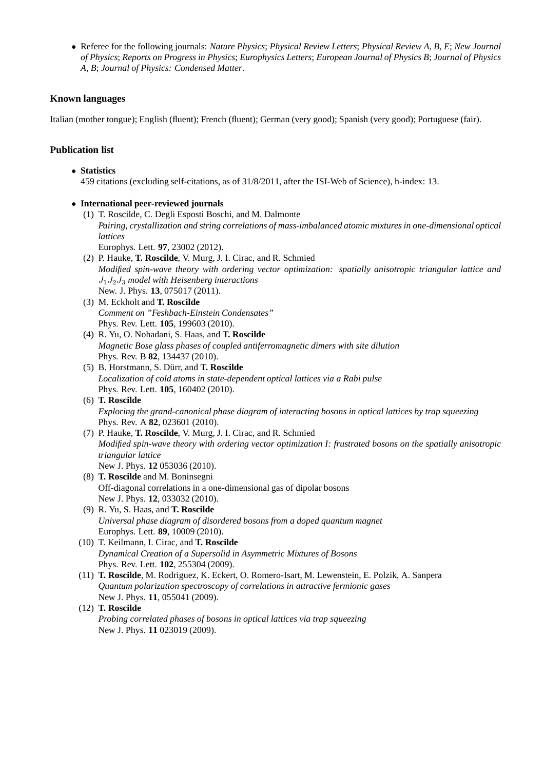- Referee for the following journals: *Nature Physics*; *Physical Review Letters*; *Physical Review A, B, E*; *New Journal of Physics*; *Reports on Progress in Physics*; *Europhysics Letters*; *European Journal of Physics B*; *Journal of Physics A, B*; *Journal of Physics: Condensed Matter*.

### Known languages

Italian (mother tongue); English (fluent); French (fluent); German (very good); Spanish (very good); Portuguese (fair).

### Publication list

- **Statistics**
  459 citations (excluding self-citations, as of 31/8/2011, after the ISI-Web of Science), h-index: 13.

- **International peer-reviewed journals**
  (1) T. Roscilde, C. Degli Esposti Boschi, and M. Dalmonte
  *Pairing, crystallization and string correlations of mass-imbalanced atomic mixtures in one-dimensional optical lattices*
  Europhys. Lett. **97**, 23002 (2012).
  (2) P. Hauke, **T. Roscilde**, V. Murg, J. I. Cirac, and R. Schmied
  *Modified spin-wave theory with ordering vector optimization: spatially anisotropic triangular lattice and $J_1J_2J_3$ model with Heisenberg interactions*
  New. J. Phys. **13**, 075017 (2011).
  (3) M. Eckholt and **T. Roscilde**
  *Comment on "Feshbach-Einstein Condensates"*
  Phys. Rev. Lett. **105**, 199603 (2010).
  (4) R. Yu, O. Nohadani, S. Haas, and **T. Roscilde**
  *Magnetic Bose glass phases of coupled antiferromagnetic dimers with site dilution*
  Phys. Rev. B **82**, 134437 (2010).
  (5) B. Horstmann, S. Dürr, and **T. Roscilde**
  *Localization of cold atoms in state-dependent optical lattices via a Rabi pulse*
  Phys. Rev. Lett. **105**, 160402 (2010).
  (6) **T. Roscilde**
  *Exploring the grand-canonical phase diagram of interacting bosons in optical lattices by trap squeezing*
  Phys. Rev. A **82**, 023601 (2010).
  (7) P. Hauke, **T. Roscilde**, V. Murg, J. I. Cirac, and R. Schmied
  *Modified spin-wave theory with ordering vector optimization I: frustrated bosons on the spatially anisotropic triangular lattice*
  New J. Phys. **12** 053036 (2010).
  (8) **T. Roscilde** and M. Boninsegni
  Off-diagonal correlations in a one-dimensional gas of dipolar bosons
  New J. Phys. **12**, 033032 (2010).
  (9) R. Yu, S. Haas, and **T. Roscilde**
  *Universal phase diagram of disordered bosons from a doped quantum magnet*
  Europhys. Lett. **89**, 10009 (2010).
  (10) T. Keilmann, I. Cirac, and **T. Roscilde**
  *Dynamical Creation of a Supersolid in Asymmetric Mixtures of Bosons*
  Phys. Rev. Lett. **102**, 255304 (2009).
  (11) **T. Roscilde**, M. Rodriguez, K. Eckert, O. Romero-Isart, M. Lewenstein, E. Polzik, A. Sanpera
  *Quantum polarization spectroscopy of correlations in attractive fermionic gases*
  New J. Phys. **11**, 055041 (2009).
  (12) **T. Roscilde**
  *Probing correlated phases of bosons in optical lattices via trap squeezing*
  New J. Phys. **11** 023019 (2009).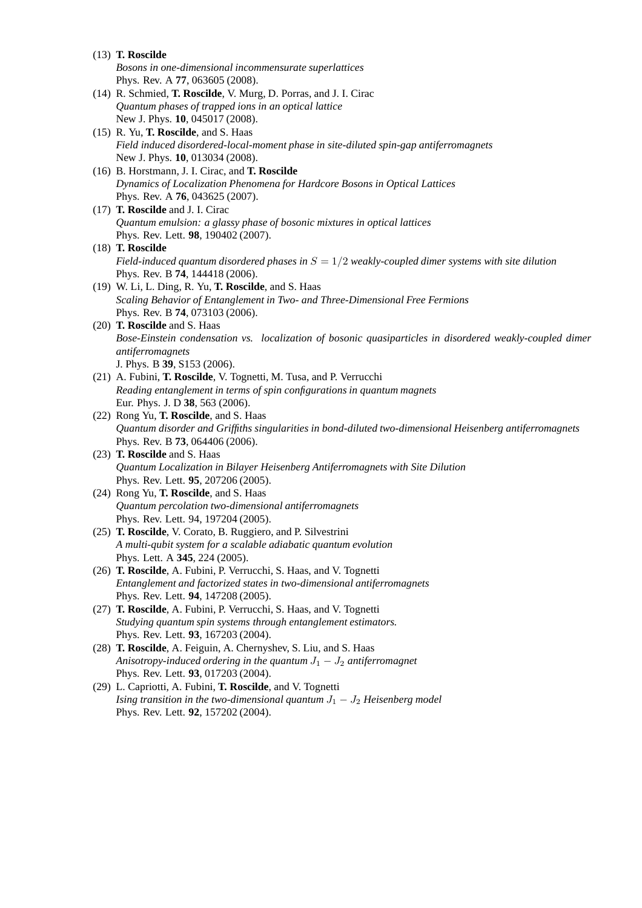(13) **T. Roscilde**
*Bosons in one-dimensional incommensurate superlattices*
Phys. Rev. A **77**, 063605 (2008).

(14) R. Schmied, **T. Roscilde**, V. Murg, D. Porras, and J. I. Cirac
*Quantum phases of trapped ions in an optical lattice*
New J. Phys. **10**, 045017 (2008).

(15) R. Yu, **T. Roscilde**, and S. Haas
*Field induced disordered-local-moment phase in site-diluted spin-gap antiferromagnets*
New J. Phys. **10**, 013034 (2008).

(16) B. Horstmann, J. I. Cirac, and **T. Roscilde**
*Dynamics of Localization Phenomena for Hardcore Bosons in Optical Lattices*
Phys. Rev. A **76**, 043625 (2007).

(17) **T. Roscilde** and J. I. Cirac
*Quantum emulsion: a glassy phase of bosonic mixtures in optical lattices*
Phys. Rev. Lett. **98**, 190402 (2007).

(18) **T. Roscilde**
*Field-induced quantum disordered phases in $S = 1/2$ weakly-coupled dimer systems with site dilution*
Phys. Rev. B **74**, 144418 (2006).

(19) W. Li, L. Ding, R. Yu, **T. Roscilde**, and S. Haas
*Scaling Behavior of Entanglement in Two- and Three-Dimensional Free Fermions*
Phys. Rev. B **74**, 073103 (2006).

(20) **T. Roscilde** and S. Haas
*Bose-Einstein condensation vs. localization of bosonic quasiparticles in disordered weakly-coupled dimer antiferromagnets*
J. Phys. B **39**, S153 (2006).

(21) A. Fubini, **T. Roscilde**, V. Tognetti, M. Tusa, and P. Verrucchi
*Reading entanglement in terms of spin configurations in quantum magnets*
Eur. Phys. J. D **38**, 563 (2006).

(22) Rong Yu, **T. Roscilde**, and S. Haas
*Quantum disorder and Griffiths singularities in bond-diluted two-dimensional Heisenberg antiferromagnets*
Phys. Rev. B **73**, 064406 (2006).

(23) **T. Roscilde** and S. Haas
*Quantum Localization in Bilayer Heisenberg Antiferromagnets with Site Dilution*
Phys. Rev. Lett. **95**, 207206 (2005).

(24) Rong Yu, **T. Roscilde**, and S. Haas
*Quantum percolation two-dimensional antiferromagnets*
Phys. Rev. Lett. 94, 197204 (2005).

(25) **T. Roscilde**, V. Corato, B. Ruggiero, and P. Silvestrini
*A multi-qubit system for a scalable adiabatic quantum evolution*
Phys. Lett. A **345**, 224 (2005).

(26) **T. Roscilde**, A. Fubini, P. Verrucchi, S. Haas, and V. Tognetti
*Entanglement and factorized states in two-dimensional antiferromagnets*
Phys. Rev. Lett. **94**, 147208 (2005).

(27) **T. Roscilde**, A. Fubini, P. Verrucchi, S. Haas, and V. Tognetti
*Studying quantum spin systems through entanglement estimators.*
Phys. Rev. Lett. **93**, 167203 (2004).

(28) **T. Roscilde**, A. Feiguin, A. Chernyshev, S. Liu, and S. Haas
*Anisotropy-induced ordering in the quantum $J_1 - J_2$ antiferromagnet*
Phys. Rev. Lett. **93**, 017203 (2004).

(29) L. Capriotti, A. Fubini, **T. Roscilde**, and V. Tognetti
*Ising transition in the two-dimensional quantum $J_1 - J_2$ Heisenberg model*
Phys. Rev. Lett. **92**, 157202 (2004).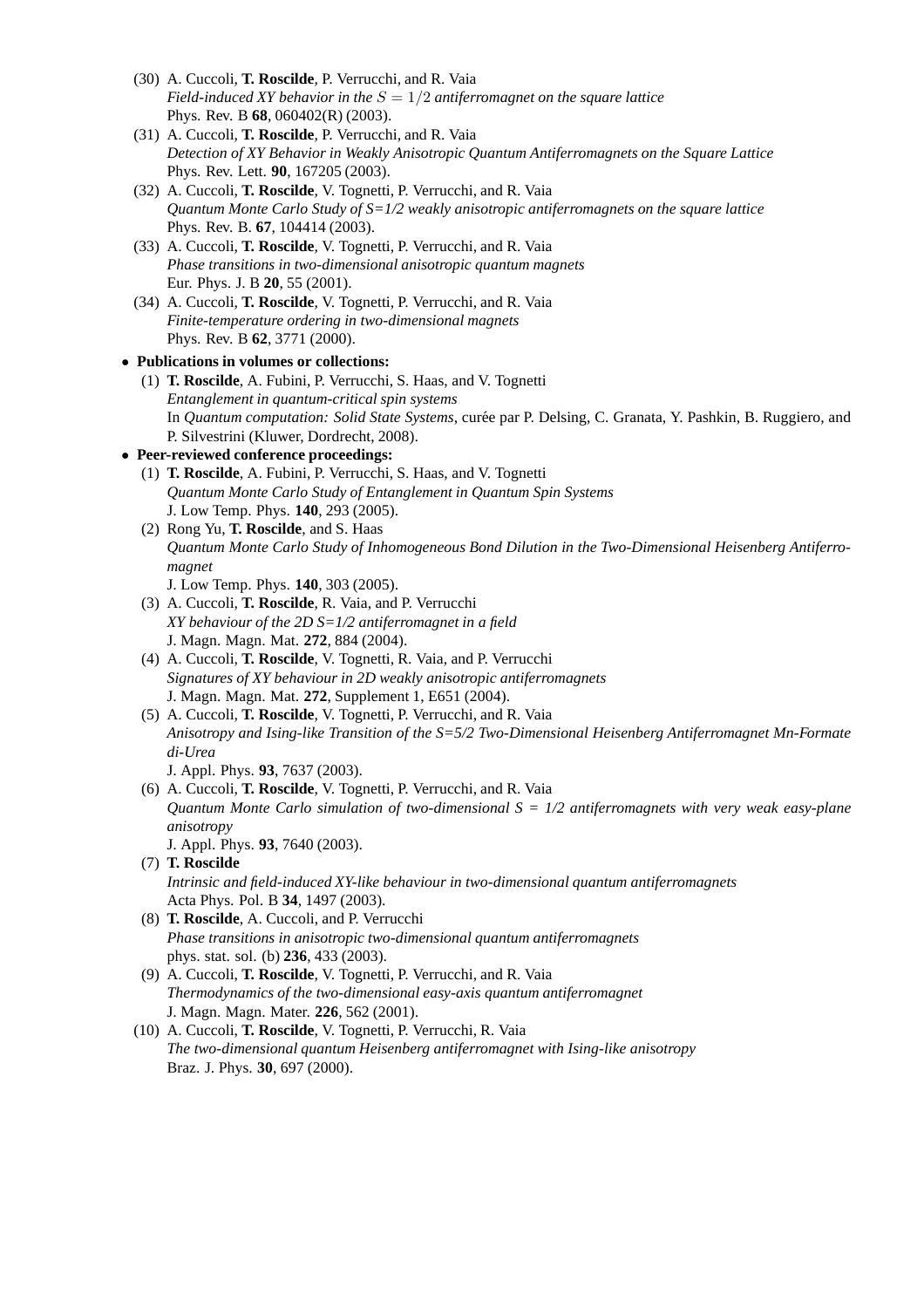(30) A. Cuccoli, **T. Roscilde**, P. Verrucchi, and R. Vaia
*Field-induced XY behavior in the $S = 1/2$ antiferromagnet on the square lattice*
Phys. Rev. B **68**, 060402(R) (2003).

(31) A. Cuccoli, **T. Roscilde**, P. Verrucchi, and R. Vaia
*Detection of XY Behavior in Weakly Anisotropic Quantum Antiferromagnets on the Square Lattice*
Phys. Rev. Lett. **90**, 167205 (2003).

(32) A. Cuccoli, **T. Roscilde**, V. Tognetti, P. Verrucchi, and R. Vaia
*Quantum Monte Carlo Study of S=1/2 weakly anisotropic antiferromagnets on the square lattice*
Phys. Rev. B. **67**, 104414 (2003).

(33) A. Cuccoli, **T. Roscilde**, V. Tognetti, P. Verrucchi, and R. Vaia
*Phase transitions in two-dimensional anisotropic quantum magnets*
Eur. Phys. J. B **20**, 55 (2001).

(34) A. Cuccoli, **T. Roscilde**, V. Tognetti, P. Verrucchi, and R. Vaia
*Finite-temperature ordering in two-dimensional magnets*
Phys. Rev. B **62**, 3771 (2000).

- **Publications in volumes or collections:**

(1) **T. Roscilde**, A. Fubini, P. Verrucchi, S. Haas, and V. Tognetti
*Entanglement in quantum-critical spin systems*
In *Quantum computation: Solid State Systems*, curée par P. Delsing, C. Granata, Y. Pashkin, B. Ruggiero, and P. Silvestrini (Kluwer, Dordrecht, 2008).

- **Peer-reviewed conference proceedings:**

(1) **T. Roscilde**, A. Fubini, P. Verrucchi, S. Haas, and V. Tognetti
*Quantum Monte Carlo Study of Entanglement in Quantum Spin Systems*
J. Low Temp. Phys. **140**, 293 (2005).

(2) Rong Yu, **T. Roscilde**, and S. Haas
*Quantum Monte Carlo Study of Inhomogeneous Bond Dilution in the Two-Dimensional Heisenberg Antiferromagnet*
J. Low Temp. Phys. **140**, 303 (2005).

(3) A. Cuccoli, **T. Roscilde**, R. Vaia, and P. Verrucchi
*XY behaviour of the 2D S=1/2 antiferromagnet in a field*
J. Magn. Magn. Mat. **272**, 884 (2004).

(4) A. Cuccoli, **T. Roscilde**, V. Tognetti, R. Vaia, and P. Verrucchi
*Signatures of XY behaviour in 2D weakly anisotropic antiferromagnets*
J. Magn. Magn. Mat. **272**, Supplement 1, E651 (2004).

(5) A. Cuccoli, **T. Roscilde**, V. Tognetti, P. Verrucchi, and R. Vaia
*Anisotropy and Ising-like Transition of the S=5/2 Two-Dimensional Heisenberg Antiferromagnet Mn-Formate di-Urea*
J. Appl. Phys. **93**, 7637 (2003).

(6) A. Cuccoli, **T. Roscilde**, V. Tognetti, P. Verrucchi, and R. Vaia
*Quantum Monte Carlo simulation of two-dimensional S = 1/2 antiferromagnets with very weak easy-plane anisotropy*
J. Appl. Phys. **93**, 7640 (2003).

(7) **T. Roscilde**
*Intrinsic and field-induced XY-like behaviour in two-dimensional quantum antiferromagnets*
Acta Phys. Pol. B **34**, 1497 (2003).

(8) **T. Roscilde**, A. Cuccoli, and P. Verrucchi
*Phase transitions in anisotropic two-dimensional quantum antiferromagnets*
phys. stat. sol. (b) **236**, 433 (2003).

(9) A. Cuccoli, **T. Roscilde**, V. Tognetti, P. Verrucchi, and R. Vaia
*Thermodynamics of the two-dimensional easy-axis quantum antiferromagnet*
J. Magn. Magn. Mater. **226**, 562 (2001).

(10) A. Cuccoli, **T. Roscilde**, V. Tognetti, P. Verrucchi, R. Vaia
*The two-dimensional quantum Heisenberg antiferromagnet with Ising-like anisotropy*
Braz. J. Phys. **30**, 697 (2000).